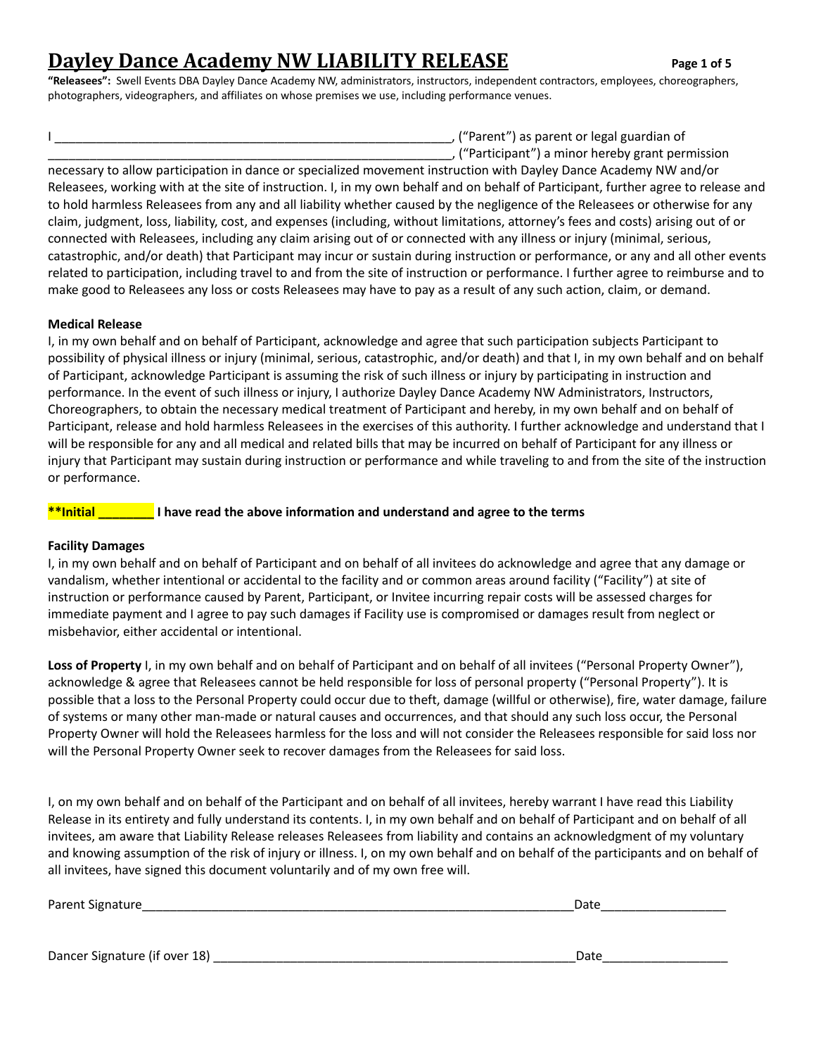# Dayley Dance Academy NW LIABILITY RELEASE

**"Releasees":** Swell Events DBA Dayley Dance Academy NW, administrators, instructors, independent contractors, employees, choreographers, photographers, videographers, and affiliates on whose premises we use, including performance venues.

I ___________________________________________________________, ("Parent") as parent or legal guardian of ____________________________________________________________, ("Participant") a minor hereby grant permission necessary to allow participation in dance or specialized movement instruction with Dayley Dance Academy NW and/or Releasees, working with at the site of instruction. I, in my own behalf and on behalf of Participant, further agree to release and to hold harmless Releasees from any and all liability whether caused by the negligence of the Releasees or otherwise for any claim, judgment, loss, liability, cost, and expenses (including, without limitations, attorney's fees and costs) arising out of or connected with Releasees, including any claim arising out of or connected with any illness or injury (minimal, serious, catastrophic, and/or death) that Participant may incur or sustain during instruction or performance, or any and all other events related to participation, including travel to and from the site of instruction or performance. I further agree to reimburse and to make good to Releasees any loss or costs Releasees may have to pay as a result of any such action, claim, or demand.

**Medical Release**

I, in my own behalf and on behalf of Participant, acknowledge and agree that such participation subjects Participant to possibility of physical illness or injury (minimal, serious, catastrophic, and/or death) and that I, in my own behalf and on behalf of Participant, acknowledge Participant is assuming the risk of such illness or injury by participating in instruction and performance. In the event of such illness or injury, I authorize Dayley Dance Academy NW Administrators, Instructors, Choreographers, to obtain the necessary medical treatment of Participant and hereby, in my own behalf and on behalf of Participant, release and hold harmless Releasees in the exercises of this authority. I further acknowledge and understand that I will be responsible for any and all medical and related bills that may be incurred on behalf of Participant for any illness or injury that Participant may sustain during instruction or performance and while traveling to and from the site of the instruction or performance.

**\*\*Initial ________ I have read the above information and understand and agree to the terms**

**Facility Damages**

I, in my own behalf and on behalf of Participant and on behalf of all invitees do acknowledge and agree that any damage or vandalism, whether intentional or accidental to the facility and or common areas around facility ("Facility") at site of instruction or performance caused by Parent, Participant, or Invitee incurring repair costs will be assessed charges for immediate payment and I agree to pay such damages if Facility use is compromised or damages result from neglect or misbehavior, either accidental or intentional.

**Loss of Property** I, in my own behalf and on behalf of Participant and on behalf of all invitees ("Personal Property Owner"), acknowledge & agree that Releasees cannot be held responsible for loss of personal property ("Personal Property"). It is possible that a loss to the Personal Property could occur due to theft, damage (willful or otherwise), fire, water damage, failure of systems or many other man-made or natural causes and occurrences, and that should any such loss occur, the Personal Property Owner will hold the Releasees harmless for the loss and will not consider the Releasees responsible for said loss nor will the Personal Property Owner seek to recover damages from the Releasees for said loss.

I, on my own behalf and on behalf of the Participant and on behalf of all invitees, hereby warrant I have read this Liability Release in its entirety and fully understand its contents. I, in my own behalf and on behalf of Participant and on behalf of all invitees, am aware that Liability Release releases Releasees from liability and contains an acknowledgment of my voluntary and knowing assumption of the risk of injury or illness. I, on my own behalf and on behalf of the participants and on behalf of all invitees, have signed this document voluntarily and of my own free will.

Parent Signature_________________________________________________________________Date__________________

Dancer Signature (if over 18) ______________________________________________________Date__________________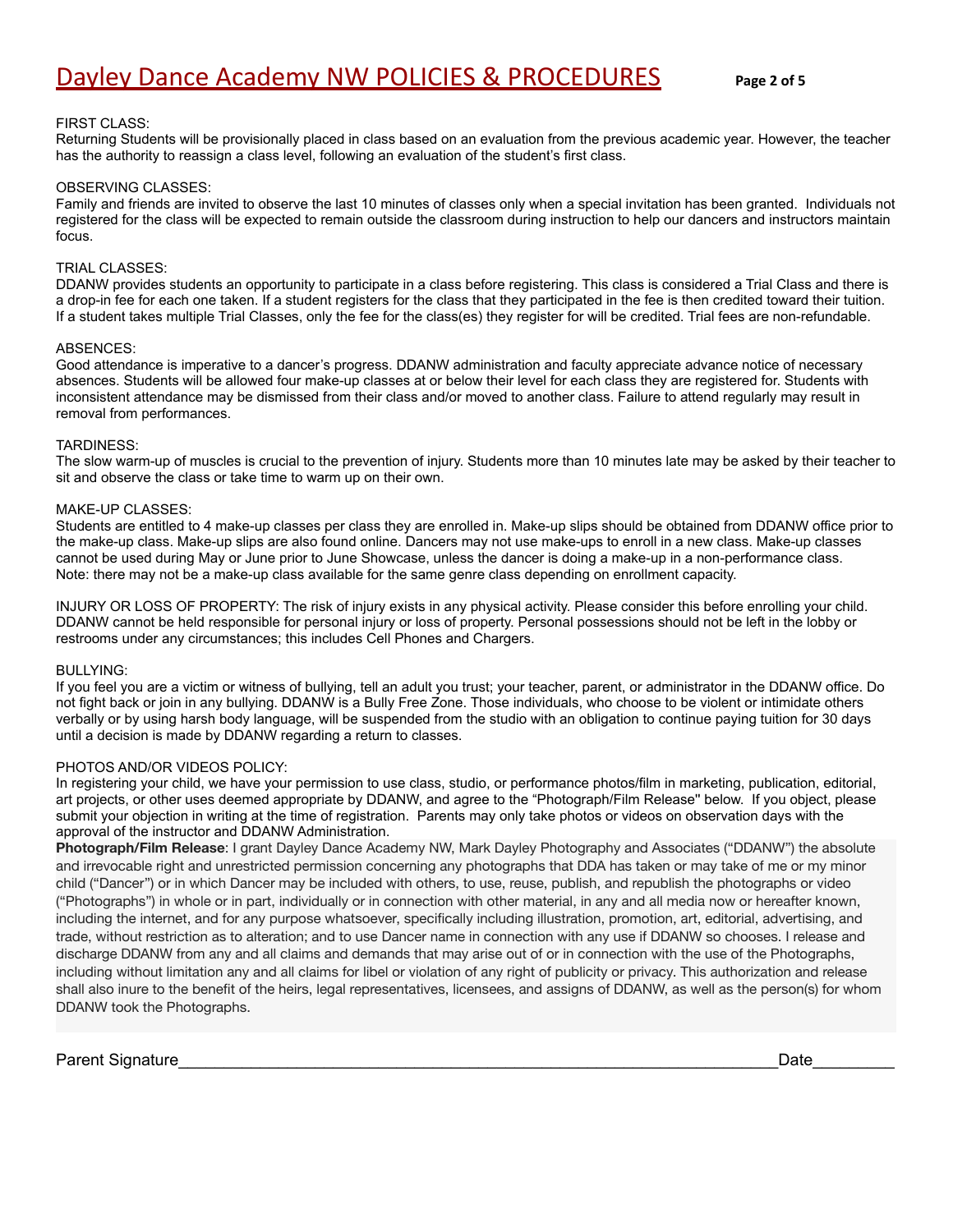# Dayley Dance Academy NW POLICIES & PROCEDURES

FIRST CLASS:
Returning Students will be provisionally placed in class based on an evaluation from the previous academic year. However, the teacher has the authority to reassign a class level, following an evaluation of the student's first class.

OBSERVING CLASSES:
Family and friends are invited to observe the last 10 minutes of classes only when a special invitation has been granted. Individuals not registered for the class will be expected to remain outside the classroom during instruction to help our dancers and instructors maintain focus.

TRIAL CLASSES:
DDANW provides students an opportunity to participate in a class before registering. This class is considered a Trial Class and there is a drop-in fee for each one taken. If a student registers for the class that they participated in the fee is then credited toward their tuition. If a student takes multiple Trial Classes, only the fee for the class(es) they register for will be credited. Trial fees are non-refundable.

ABSENCES:
Good attendance is imperative to a dancer's progress. DDANW administration and faculty appreciate advance notice of necessary absences. Students will be allowed four make-up classes at or below their level for each class they are registered for. Students with inconsistent attendance may be dismissed from their class and/or moved to another class. Failure to attend regularly may result in removal from performances.

TARDINESS:
The slow warm-up of muscles is crucial to the prevention of injury. Students more than 10 minutes late may be asked by their teacher to sit and observe the class or take time to warm up on their own.

MAKE-UP CLASSES:
Students are entitled to 4 make-up classes per class they are enrolled in. Make-up slips should be obtained from DDANW office prior to the make-up class. Make-up slips are also found online. Dancers may not use make-ups to enroll in a new class. Make-up classes cannot be used during May or June prior to June Showcase, unless the dancer is doing a make-up in a non-performance class.
Note: there may not be a make-up class available for the same genre class depending on enrollment capacity.

INJURY OR LOSS OF PROPERTY: The risk of injury exists in any physical activity. Please consider this before enrolling your child. DDANW cannot be held responsible for personal injury or loss of property. Personal possessions should not be left in the lobby or restrooms under any circumstances; this includes Cell Phones and Chargers.

BULLYING:
If you feel you are a victim or witness of bullying, tell an adult you trust; your teacher, parent, or administrator in the DDANW office. Do not fight back or join in any bullying. DDANW is a Bully Free Zone. Those individuals, who choose to be violent or intimidate others verbally or by using harsh body language, will be suspended from the studio with an obligation to continue paying tuition for 30 days until a decision is made by DDANW regarding a return to classes.

PHOTOS AND/OR VIDEOS POLICY:
In registering your child, we have your permission to use class, studio, or performance photos/film in marketing, publication, editorial, art projects, or other uses deemed appropriate by DDANW, and agree to the "Photograph/Film Release" below. If you object, please submit your objection in writing at the time of registration. Parents may only take photos or videos on observation days with the approval of the instructor and DDANW Administration.

**Photograph/Film Release**: I grant Dayley Dance Academy NW, Mark Dayley Photography and Associates ("DDANW") the absolute and irrevocable right and unrestricted permission concerning any photographs that DDA has taken or may take of me or my minor child ("Dancer") or in which Dancer may be included with others, to use, reuse, publish, and republish the photographs or video ("Photographs") in whole or in part, individually or in connection with other material, in any and all media now or hereafter known, including the internet, and for any purpose whatsoever, specifically including illustration, promotion, art, editorial, advertising, and trade, without restriction as to alteration; and to use Dancer name in connection with any use if DDANW so chooses. I release and discharge DDANW from any and all claims and demands that may arise out of or in connection with the use of the Photographs, including without limitation any and all claims for libel or violation of any right of publicity or privacy. This authorization and release shall also inure to the benefit of the heirs, legal representatives, licensees, and assigns of DDANW, as well as the person(s) for whom DDANW took the Photographs.

Parent Signature______________________________________________________________________Date_________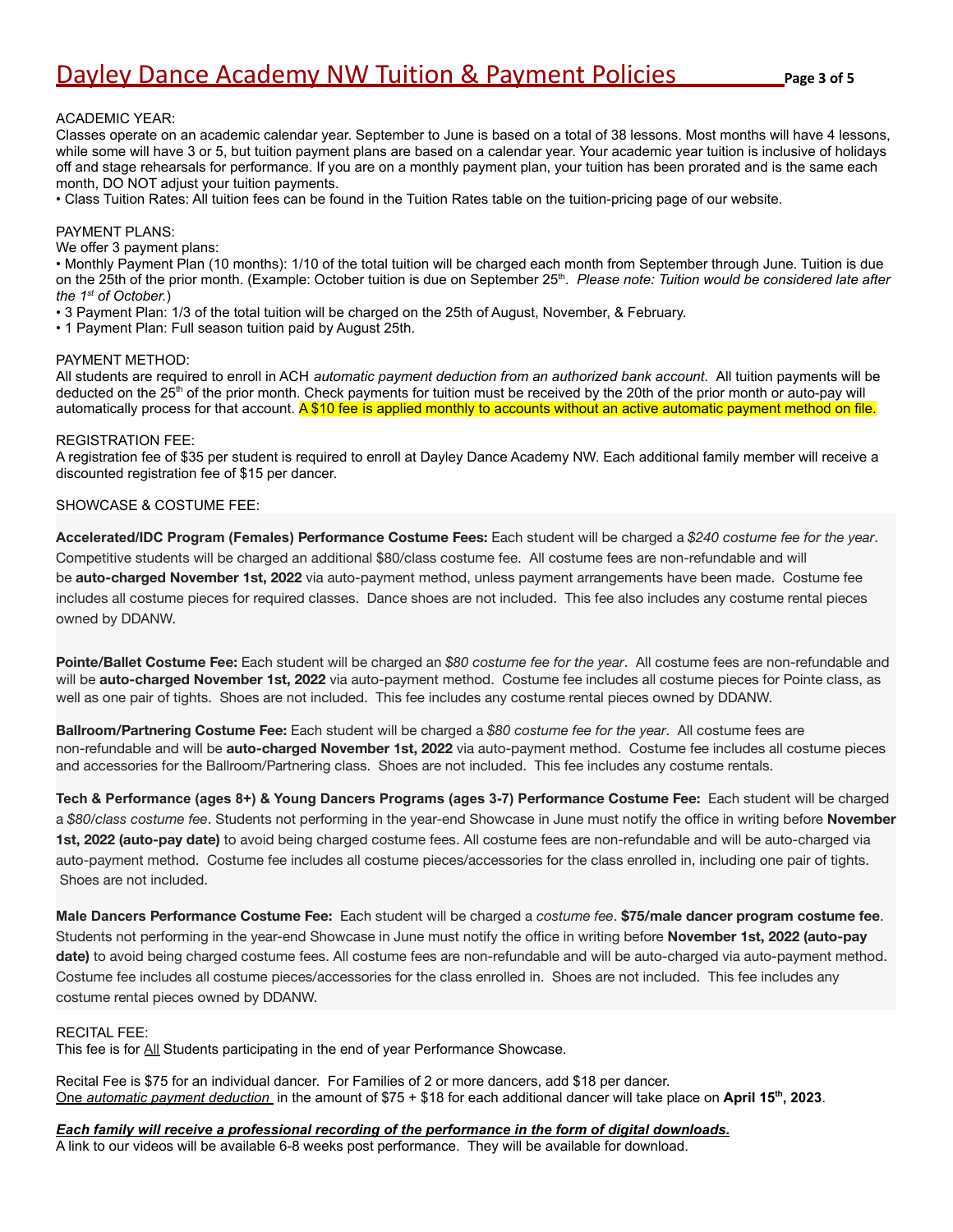# Dayley Dance Academy NW Tuition & Payment Policies

ACADEMIC YEAR:

Classes operate on an academic calendar year. September to June is based on a total of 38 lessons. Most months will have 4 lessons, while some will have 3 or 5, but tuition payment plans are based on a calendar year. Your academic year tuition is inclusive of holidays off and stage rehearsals for performance. If you are on a monthly payment plan, your tuition has been prorated and is the same each month, DO NOT adjust your tuition payments.

• Class Tuition Rates: All tuition fees can be found in the Tuition Rates table on the tuition-pricing page of our website.

PAYMENT PLANS:

We offer 3 payment plans:

• Monthly Payment Plan (10 months): 1/10 of the total tuition will be charged each month from September through June. Tuition is due on the 25th of the prior month. (Example: October tuition is due on September 25th. *Please note: Tuition would be considered late after the 1st of October.*)

• 3 Payment Plan: 1/3 of the total tuition will be charged on the 25th of August, November, & February.

• 1 Payment Plan: Full season tuition paid by August 25th.

PAYMENT METHOD:

All students are required to enroll in ACH *automatic payment deduction from an authorized bank account*. All tuition payments will be deducted on the 25th of the prior month. Check payments for tuition must be received by the 20th of the prior month or auto-pay will automatically process for that account. A $10 fee is applied monthly to accounts without an active automatic payment method on file.

REGISTRATION FEE:

A registration fee of $35 per student is required to enroll at Dayley Dance Academy NW. Each additional family member will receive a discounted registration fee of $15 per dancer.

SHOWCASE & COSTUME FEE:

**Accelerated/IDC Program (Females) Performance Costume Fees:** Each student will be charged a *$240 costume fee for the year*. Competitive students will be charged an additional $80/class costume fee. All costume fees are non-refundable and will be **auto-charged November 1st, 2022** via auto-payment method, unless payment arrangements have been made. Costume fee includes all costume pieces for required classes. Dance shoes are not included. This fee also includes any costume rental pieces owned by DDANW.

**Pointe/Ballet Costume Fee:** Each student will be charged an *$80 costume fee for the year*. All costume fees are non-refundable and will be **auto-charged November 1st, 2022** via auto-payment method. Costume fee includes all costume pieces for Pointe class, as well as one pair of tights. Shoes are not included. This fee includes any costume rental pieces owned by DDANW.

**Ballroom/Partnering Costume Fee:** Each student will be charged a *$80 costume fee for the year*. All costume fees are non-refundable and will be **auto-charged November 1st, 2022** via auto-payment method. Costume fee includes all costume pieces and accessories for the Ballroom/Partnering class. Shoes are not included. This fee includes any costume rentals.

**Tech & Performance (ages 8+) & Young Dancers Programs (ages 3-7) Performance Costume Fee:** Each student will be charged a *$80/class costume fee*. Students not performing in the year-end Showcase in June must notify the office in writing before **November 1st, 2022 (auto-pay date)** to avoid being charged costume fees. All costume fees are non-refundable and will be auto-charged via auto-payment method. Costume fee includes all costume pieces/accessories for the class enrolled in, including one pair of tights. Shoes are not included.

**Male Dancers Performance Costume Fee:** Each student will be charged a *costume fee*. **$75/male dancer program costume fee**. Students not performing in the year-end Showcase in June must notify the office in writing before **November 1st, 2022 (auto-pay date)** to avoid being charged costume fees. All costume fees are non-refundable and will be auto-charged via auto-payment method. Costume fee includes all costume pieces/accessories for the class enrolled in. Shoes are not included. This fee includes any costume rental pieces owned by DDANW.

RECITAL FEE:

This fee is for All Students participating in the end of year Performance Showcase.

Recital Fee is $75 for an individual dancer. For Families of 2 or more dancers, add $18 per dancer.
One *automatic payment deduction* in the amount of $75 + $18 for each additional dancer will take place on **April 15th, 2023**.

***Each family will receive a professional recording of the performance in the form of digital downloads.***

A link to our videos will be available 6-8 weeks post performance. They will be available for download.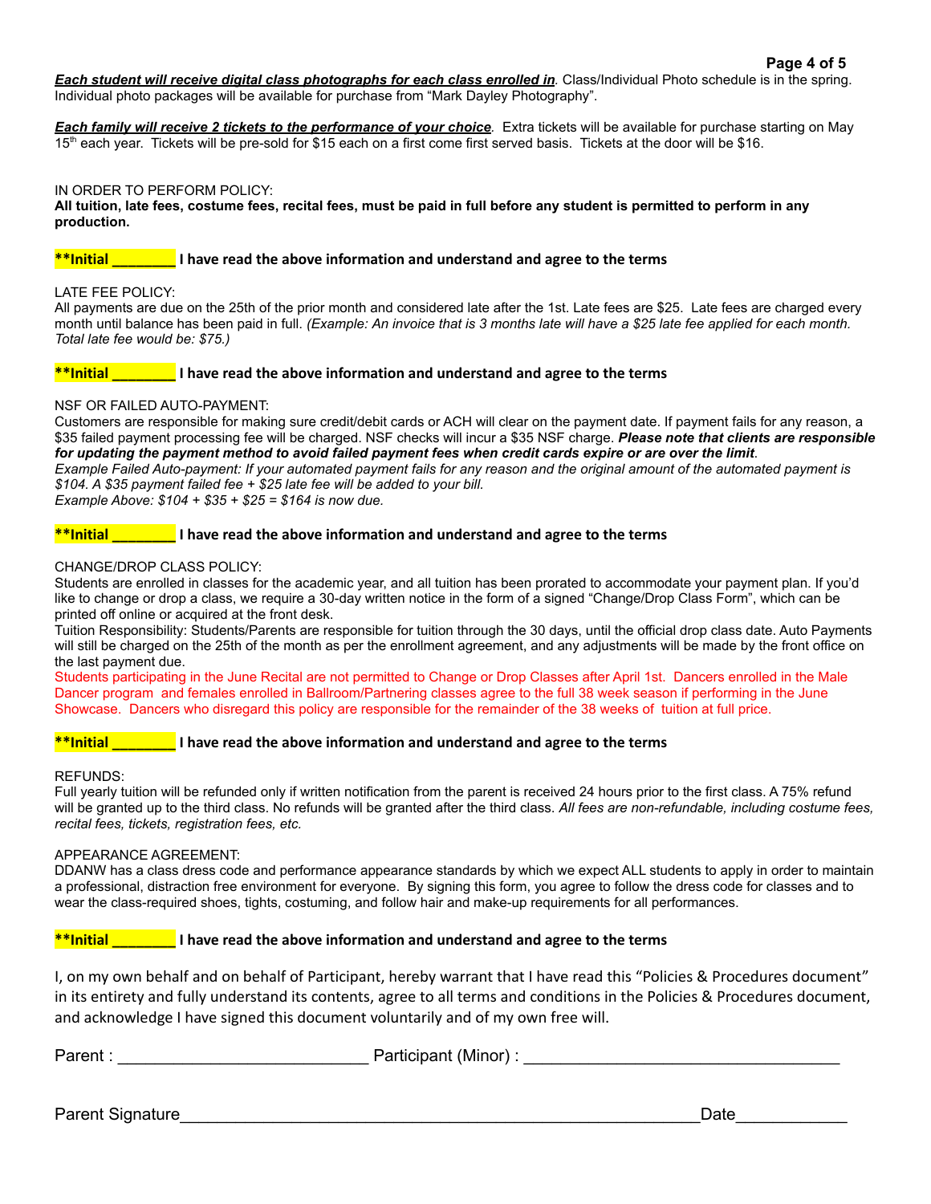***Each student will receive digital class photographs for each class enrolled in***. Class/Individual Photo schedule is in the spring. Individual photo packages will be available for purchase from "Mark Dayley Photography".

***Each family will receive 2 tickets to the performance of your choice***. Extra tickets will be available for purchase starting on May 15th each year. Tickets will be pre-sold for $15 each on a first come first served basis. Tickets at the door will be $16.

IN ORDER TO PERFORM POLICY:

**All tuition, late fees, costume fees, recital fees, must be paid in full before any student is permitted to perform in any production.**

****Initial _______ I have read the above information and understand and agree to the terms**

LATE FEE POLICY:

All payments are due on the 25th of the prior month and considered late after the 1st. Late fees are $25. Late fees are charged every month until balance has been paid in full. *(Example: An invoice that is 3 months late will have a $25 late fee applied for each month. Total late fee would be: $75.)*

****Initial _______ I have read the above information and understand and agree to the terms**

NSF OR FAILED AUTO-PAYMENT:

Customers are responsible for making sure credit/debit cards or ACH will clear on the payment date. If payment fails for any reason, a $35 failed payment processing fee will be charged. NSF checks will incur a $35 NSF charge. ***Please note that clients are responsible for updating the payment method to avoid failed payment fees when credit cards expire or are over the limit***.

*Example Failed Auto-payment: If your automated payment fails for any reason and the original amount of the automated payment is $104. A $35 payment failed fee + $25 late fee will be added to your bill.*

*Example Above: $104 + $35 + $25 = $164 is now due.*

****Initial _______ I have read the above information and understand and agree to the terms**

CHANGE/DROP CLASS POLICY:

Students are enrolled in classes for the academic year, and all tuition has been prorated to accommodate your payment plan. If you'd like to change or drop a class, we require a 30-day written notice in the form of a signed "Change/Drop Class Form", which can be printed off online or acquired at the front desk.

Tuition Responsibility: Students/Parents are responsible for tuition through the 30 days, until the official drop class date. Auto Payments will still be charged on the 25th of the month as per the enrollment agreement, and any adjustments will be made by the front office on the last payment due.

Students participating in the June Recital are not permitted to Change or Drop Classes after April 1st. Dancers enrolled in the Male Dancer program and females enrolled in Ballroom/Partnering classes agree to the full 38 week season if performing in the June Showcase. Dancers who disregard this policy are responsible for the remainder of the 38 weeks of tuition at full price.

****Initial _______ I have read the above information and understand and agree to the terms**

REFUNDS:

Full yearly tuition will be refunded only if written notification from the parent is received 24 hours prior to the first class. A 75% refund will be granted up to the third class. No refunds will be granted after the third class. *All fees are non-refundable, including costume fees, recital fees, tickets, registration fees, etc.*

APPEARANCE AGREEMENT:

DDANW has a class dress code and performance appearance standards by which we expect ALL students to apply in order to maintain a professional, distraction free environment for everyone. By signing this form, you agree to follow the dress code for classes and to wear the class-required shoes, tights, costuming, and follow hair and make-up requirements for all performances.

****Initial _______ I have read the above information and understand and agree to the terms**

I, on my own behalf and on behalf of Participant, hereby warrant that I have read this "Policies & Procedures document" in its entirety and fully understand its contents, agree to all terms and conditions in the Policies & Procedures document, and acknowledge I have signed this document voluntarily and of my own free will.

Parent : __________________________ Participant (Minor) : _________________________________

Parent Signature______________________________________________________Date___________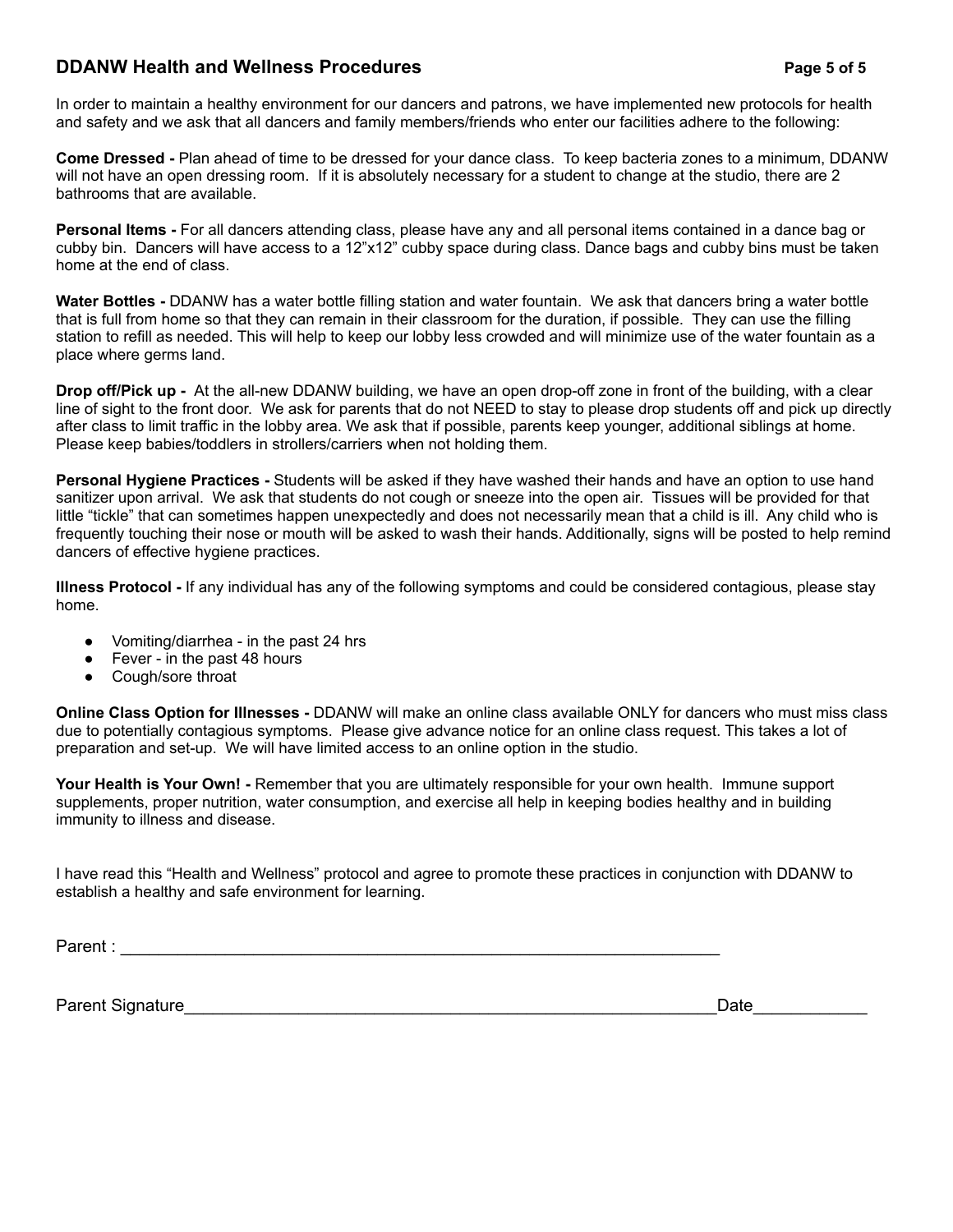## DDANW Health and Wellness Procedures

In order to maintain a healthy environment for our dancers and patrons, we have implemented new protocols for health and safety and we ask that all dancers and family members/friends who enter our facilities adhere to the following:

**Come Dressed -** Plan ahead of time to be dressed for your dance class. To keep bacteria zones to a minimum, DDANW will not have an open dressing room. If it is absolutely necessary for a student to change at the studio, there are 2 bathrooms that are available.

**Personal Items -** For all dancers attending class, please have any and all personal items contained in a dance bag or cubby bin. Dancers will have access to a 12"x12" cubby space during class. Dance bags and cubby bins must be taken home at the end of class.

**Water Bottles -** DDANW has a water bottle filling station and water fountain. We ask that dancers bring a water bottle that is full from home so that they can remain in their classroom for the duration, if possible. They can use the filling station to refill as needed. This will help to keep our lobby less crowded and will minimize use of the water fountain as a place where germs land.

**Drop off/Pick up -** At the all-new DDANW building, we have an open drop-off zone in front of the building, with a clear line of sight to the front door. We ask for parents that do not NEED to stay to please drop students off and pick up directly after class to limit traffic in the lobby area. We ask that if possible, parents keep younger, additional siblings at home. Please keep babies/toddlers in strollers/carriers when not holding them.

**Personal Hygiene Practices -** Students will be asked if they have washed their hands and have an option to use hand sanitizer upon arrival. We ask that students do not cough or sneeze into the open air. Tissues will be provided for that little "tickle" that can sometimes happen unexpectedly and does not necessarily mean that a child is ill. Any child who is frequently touching their nose or mouth will be asked to wash their hands. Additionally, signs will be posted to help remind dancers of effective hygiene practices.

**Illness Protocol -** If any individual has any of the following symptoms and could be considered contagious, please stay home.

- Vomiting/diarrhea - in the past 24 hrs
- Fever - in the past 48 hours
- Cough/sore throat

**Online Class Option for Illnesses -** DDANW will make an online class available ONLY for dancers who must miss class due to potentially contagious symptoms. Please give advance notice for an online class request. This takes a lot of preparation and set-up. We will have limited access to an online option in the studio.

**Your Health is Your Own! -** Remember that you are ultimately responsible for your own health. Immune support supplements, proper nutrition, water consumption, and exercise all help in keeping bodies healthy and in building immunity to illness and disease.

I have read this "Health and Wellness" protocol and agree to promote these practices in conjunction with DDANW to establish a healthy and safe environment for learning.

Parent : ___________________________________________________________________

Parent Signature____________________________________________________________Date____________